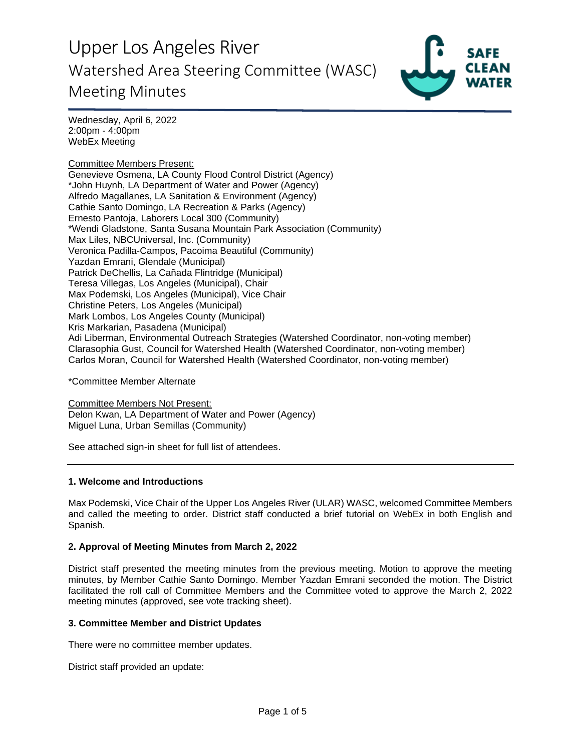# Upper Los Angeles River

## Watershed Area Steering Committee (WASC)

## Meeting Minutes

Wednesday, April 6, 2022
2:00pm - 4:00pm
WebEx Meeting

Committee Members Present:
Genevieve Osmena, LA County Flood Control District (Agency)
*John Huynh, LA Department of Water and Power (Agency)
Alfredo Magallanes, LA Sanitation & Environment (Agency)
Cathie Santo Domingo, LA Recreation & Parks (Agency)
Ernesto Pantoja, Laborers Local 300 (Community)
*Wendi Gladstone, Santa Susana Mountain Park Association (Community)
Max Liles, NBCUniversal, Inc. (Community)
Veronica Padilla-Campos, Pacoima Beautiful (Community)
Yazdan Emrani, Glendale (Municipal)
Patrick DeChellis, La Cañada Flintridge (Municipal)
Teresa Villegas, Los Angeles (Municipal), Chair
Max Podemski, Los Angeles (Municipal), Vice Chair
Christine Peters, Los Angeles (Municipal)
Mark Lombos, Los Angeles County (Municipal)
Kris Markarian, Pasadena (Municipal)
Adi Liberman, Environmental Outreach Strategies (Watershed Coordinator, non-voting member)
Clarasophia Gust, Council for Watershed Health (Watershed Coordinator, non-voting member)
Carlos Moran, Council for Watershed Health (Watershed Coordinator, non-voting member)

*Committee Member Alternate

Committee Members Not Present:
Delon Kwan, LA Department of Water and Power (Agency)
Miguel Luna, Urban Semillas (Community)

See attached sign-in sheet for full list of attendees.

---

### 1. Welcome and Introductions

Max Podemski, Vice Chair of the Upper Los Angeles River (ULAR) WASC, welcomed Committee Members and called the meeting to order. District staff conducted a brief tutorial on WebEx in both English and Spanish.

### 2. Approval of Meeting Minutes from March 2, 2022

District staff presented the meeting minutes from the previous meeting. Motion to approve the meeting minutes, by Member Cathie Santo Domingo. Member Yazdan Emrani seconded the motion. The District facilitated the roll call of Committee Members and the Committee voted to approve the March 2, 2022 meeting minutes (approved, see vote tracking sheet).

### 3. Committee Member and District Updates

There were no committee member updates.

District staff provided an update: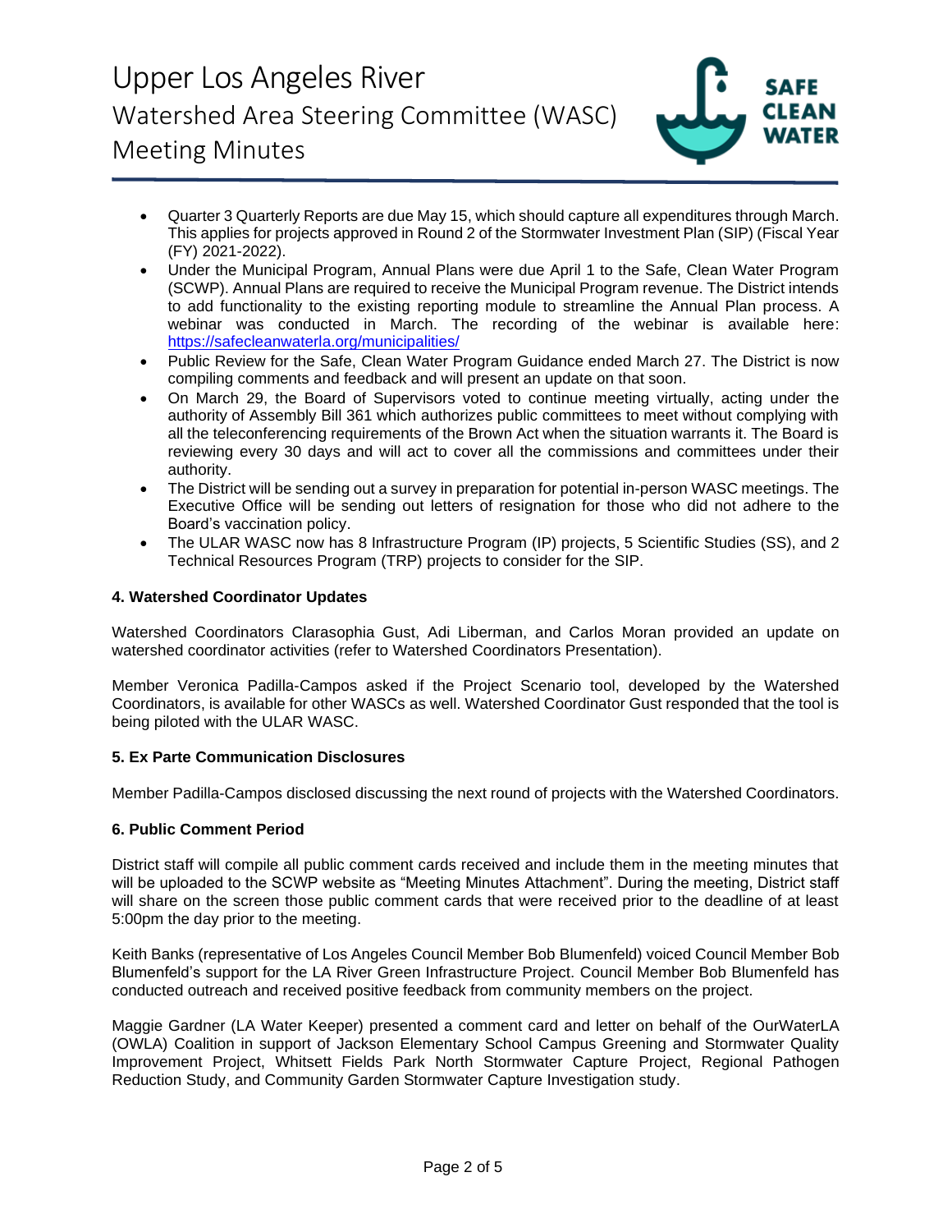- Quarter 3 Quarterly Reports are due May 15, which should capture all expenditures through March. This applies for projects approved in Round 2 of the Stormwater Investment Plan (SIP) (Fiscal Year (FY) 2021-2022).
- Under the Municipal Program, Annual Plans were due April 1 to the Safe, Clean Water Program (SCWP). Annual Plans are required to receive the Municipal Program revenue. The District intends to add functionality to the existing reporting module to streamline the Annual Plan process. A webinar was conducted in March. The recording of the webinar is available here: https://safecleanwaterla.org/municipalities/
- Public Review for the Safe, Clean Water Program Guidance ended March 27. The District is now compiling comments and feedback and will present an update on that soon.
- On March 29, the Board of Supervisors voted to continue meeting virtually, acting under the authority of Assembly Bill 361 which authorizes public committees to meet without complying with all the teleconferencing requirements of the Brown Act when the situation warrants it. The Board is reviewing every 30 days and will act to cover all the commissions and committees under their authority.
- The District will be sending out a survey in preparation for potential in-person WASC meetings. The Executive Office will be sending out letters of resignation for those who did not adhere to the Board's vaccination policy.
- The ULAR WASC now has 8 Infrastructure Program (IP) projects, 5 Scientific Studies (SS), and 2 Technical Resources Program (TRP) projects to consider for the SIP.

**4. Watershed Coordinator Updates**

Watershed Coordinators Clarasophia Gust, Adi Liberman, and Carlos Moran provided an update on watershed coordinator activities (refer to Watershed Coordinators Presentation).

Member Veronica Padilla-Campos asked if the Project Scenario tool, developed by the Watershed Coordinators, is available for other WASCs as well. Watershed Coordinator Gust responded that the tool is being piloted with the ULAR WASC.

**5. Ex Parte Communication Disclosures**

Member Padilla-Campos disclosed discussing the next round of projects with the Watershed Coordinators.

**6. Public Comment Period**

District staff will compile all public comment cards received and include them in the meeting minutes that will be uploaded to the SCWP website as "Meeting Minutes Attachment". During the meeting, District staff will share on the screen those public comment cards that were received prior to the deadline of at least 5:00pm the day prior to the meeting.

Keith Banks (representative of Los Angeles Council Member Bob Blumenfeld) voiced Council Member Bob Blumenfeld's support for the LA River Green Infrastructure Project. Council Member Bob Blumenfeld has conducted outreach and received positive feedback from community members on the project.

Maggie Gardner (LA Water Keeper) presented a comment card and letter on behalf of the OurWaterLA (OWLA) Coalition in support of Jackson Elementary School Campus Greening and Stormwater Quality Improvement Project, Whitsett Fields Park North Stormwater Capture Project, Regional Pathogen Reduction Study, and Community Garden Stormwater Capture Investigation study.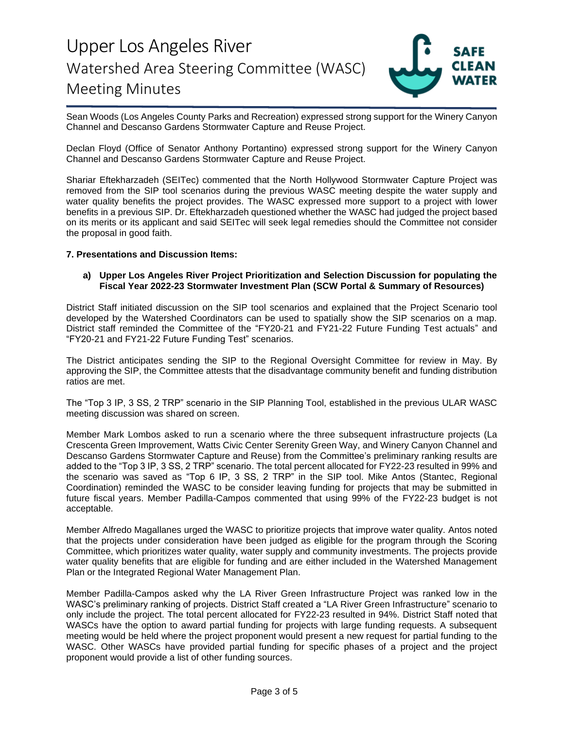Sean Woods (Los Angeles County Parks and Recreation) expressed strong support for the Winery Canyon Channel and Descanso Gardens Stormwater Capture and Reuse Project.

Declan Floyd (Office of Senator Anthony Portantino) expressed strong support for the Winery Canyon Channel and Descanso Gardens Stormwater Capture and Reuse Project.

Shariar Eftekharzadeh (SEITec) commented that the North Hollywood Stormwater Capture Project was removed from the SIP tool scenarios during the previous WASC meeting despite the water supply and water quality benefits the project provides. The WASC expressed more support to a project with lower benefits in a previous SIP. Dr. Eftekharzadeh questioned whether the WASC had judged the project based on its merits or its applicant and said SEITec will seek legal remedies should the Committee not consider the proposal in good faith.

**7. Presentations and Discussion Items:**

**a) Upper Los Angeles River Project Prioritization and Selection Discussion for populating the Fiscal Year 2022-23 Stormwater Investment Plan (SCW Portal & Summary of Resources)**

District Staff initiated discussion on the SIP tool scenarios and explained that the Project Scenario tool developed by the Watershed Coordinators can be used to spatially show the SIP scenarios on a map. District staff reminded the Committee of the "FY20-21 and FY21-22 Future Funding Test actuals" and "FY20-21 and FY21-22 Future Funding Test" scenarios.

The District anticipates sending the SIP to the Regional Oversight Committee for review in May. By approving the SIP, the Committee attests that the disadvantage community benefit and funding distribution ratios are met.

The "Top 3 IP, 3 SS, 2 TRP" scenario in the SIP Planning Tool, established in the previous ULAR WASC meeting discussion was shared on screen.

Member Mark Lombos asked to run a scenario where the three subsequent infrastructure projects (La Crescenta Green Improvement, Watts Civic Center Serenity Green Way, and Winery Canyon Channel and Descanso Gardens Stormwater Capture and Reuse) from the Committee's preliminary ranking results are added to the "Top 3 IP, 3 SS, 2 TRP" scenario. The total percent allocated for FY22-23 resulted in 99% and the scenario was saved as "Top 6 IP, 3 SS, 2 TRP" in the SIP tool. Mike Antos (Stantec, Regional Coordination) reminded the WASC to be consider leaving funding for projects that may be submitted in future fiscal years. Member Padilla-Campos commented that using 99% of the FY22-23 budget is not acceptable.

Member Alfredo Magallanes urged the WASC to prioritize projects that improve water quality. Antos noted that the projects under consideration have been judged as eligible for the program through the Scoring Committee, which prioritizes water quality, water supply and community investments. The projects provide water quality benefits that are eligible for funding and are either included in the Watershed Management Plan or the Integrated Regional Water Management Plan.

Member Padilla-Campos asked why the LA River Green Infrastructure Project was ranked low in the WASC's preliminary ranking of projects. District Staff created a "LA River Green Infrastructure" scenario to only include the project. The total percent allocated for FY22-23 resulted in 94%. District Staff noted that WASCs have the option to award partial funding for projects with large funding requests. A subsequent meeting would be held where the project proponent would present a new request for partial funding to the WASC. Other WASCs have provided partial funding for specific phases of a project and the project proponent would provide a list of other funding sources.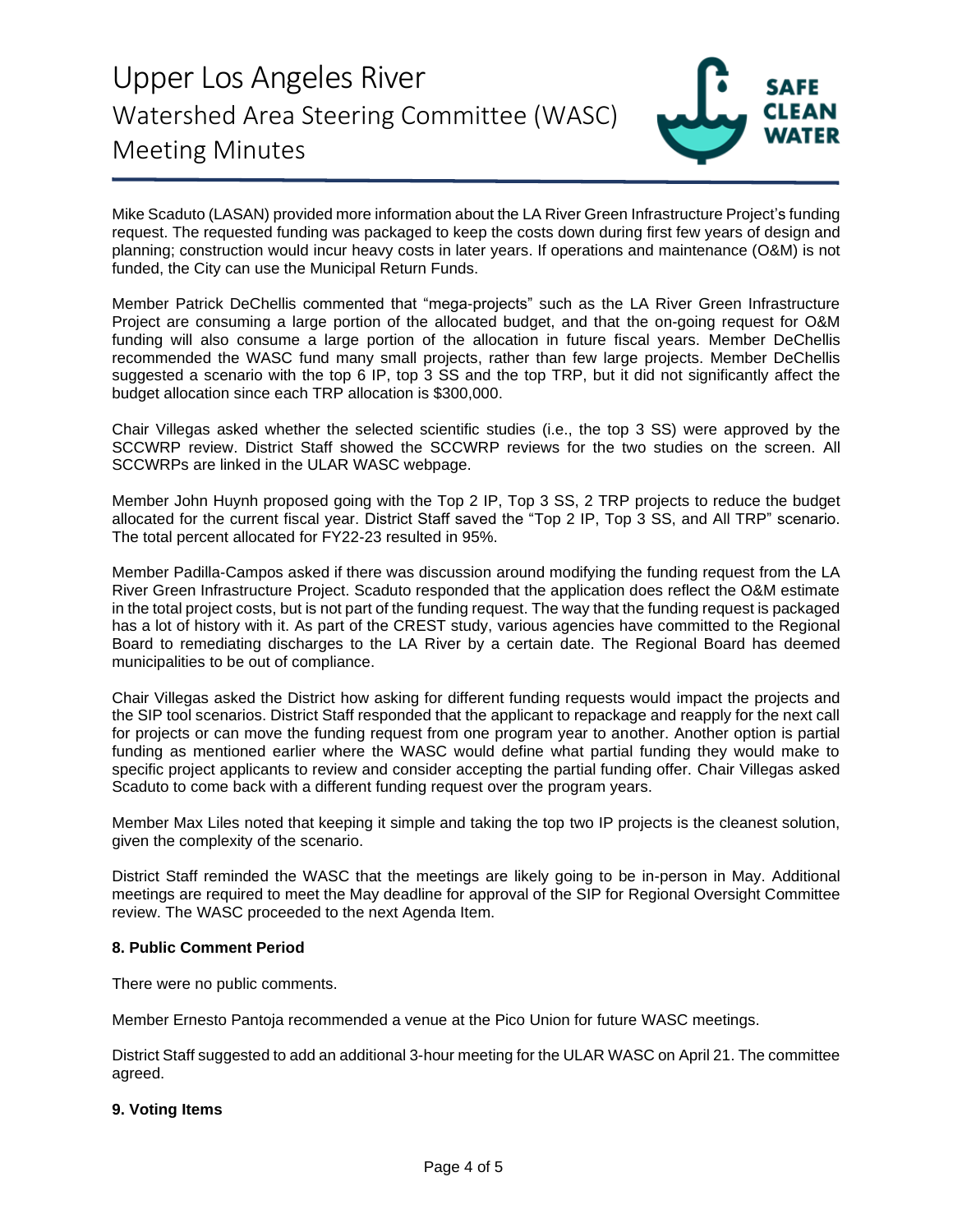Mike Scaduto (LASAN) provided more information about the LA River Green Infrastructure Project's funding request. The requested funding was packaged to keep the costs down during first few years of design and planning; construction would incur heavy costs in later years. If operations and maintenance (O&M) is not funded, the City can use the Municipal Return Funds.

Member Patrick DeChellis commented that "mega-projects" such as the LA River Green Infrastructure Project are consuming a large portion of the allocated budget, and that the on-going request for O&M funding will also consume a large portion of the allocation in future fiscal years. Member DeChellis recommended the WASC fund many small projects, rather than few large projects. Member DeChellis suggested a scenario with the top 6 IP, top 3 SS and the top TRP, but it did not significantly affect the budget allocation since each TRP allocation is $300,000.

Chair Villegas asked whether the selected scientific studies (i.e., the top 3 SS) were approved by the SCCWRP review. District Staff showed the SCCWRP reviews for the two studies on the screen. All SCCWRPs are linked in the ULAR WASC webpage.

Member John Huynh proposed going with the Top 2 IP, Top 3 SS, 2 TRP projects to reduce the budget allocated for the current fiscal year. District Staff saved the "Top 2 IP, Top 3 SS, and All TRP" scenario. The total percent allocated for FY22-23 resulted in 95%.

Member Padilla-Campos asked if there was discussion around modifying the funding request from the LA River Green Infrastructure Project. Scaduto responded that the application does reflect the O&M estimate in the total project costs, but is not part of the funding request. The way that the funding request is packaged has a lot of history with it. As part of the CREST study, various agencies have committed to the Regional Board to remediating discharges to the LA River by a certain date. The Regional Board has deemed municipalities to be out of compliance.

Chair Villegas asked the District how asking for different funding requests would impact the projects and the SIP tool scenarios. District Staff responded that the applicant to repackage and reapply for the next call for projects or can move the funding request from one program year to another. Another option is partial funding as mentioned earlier where the WASC would define what partial funding they would make to specific project applicants to review and consider accepting the partial funding offer. Chair Villegas asked Scaduto to come back with a different funding request over the program years.

Member Max Liles noted that keeping it simple and taking the top two IP projects is the cleanest solution, given the complexity of the scenario.

District Staff reminded the WASC that the meetings are likely going to be in-person in May. Additional meetings are required to meet the May deadline for approval of the SIP for Regional Oversight Committee review. The WASC proceeded to the next Agenda Item.

**8. Public Comment Period**

There were no public comments.

Member Ernesto Pantoja recommended a venue at the Pico Union for future WASC meetings.

District Staff suggested to add an additional 3-hour meeting for the ULAR WASC on April 21. The committee agreed.

**9. Voting Items**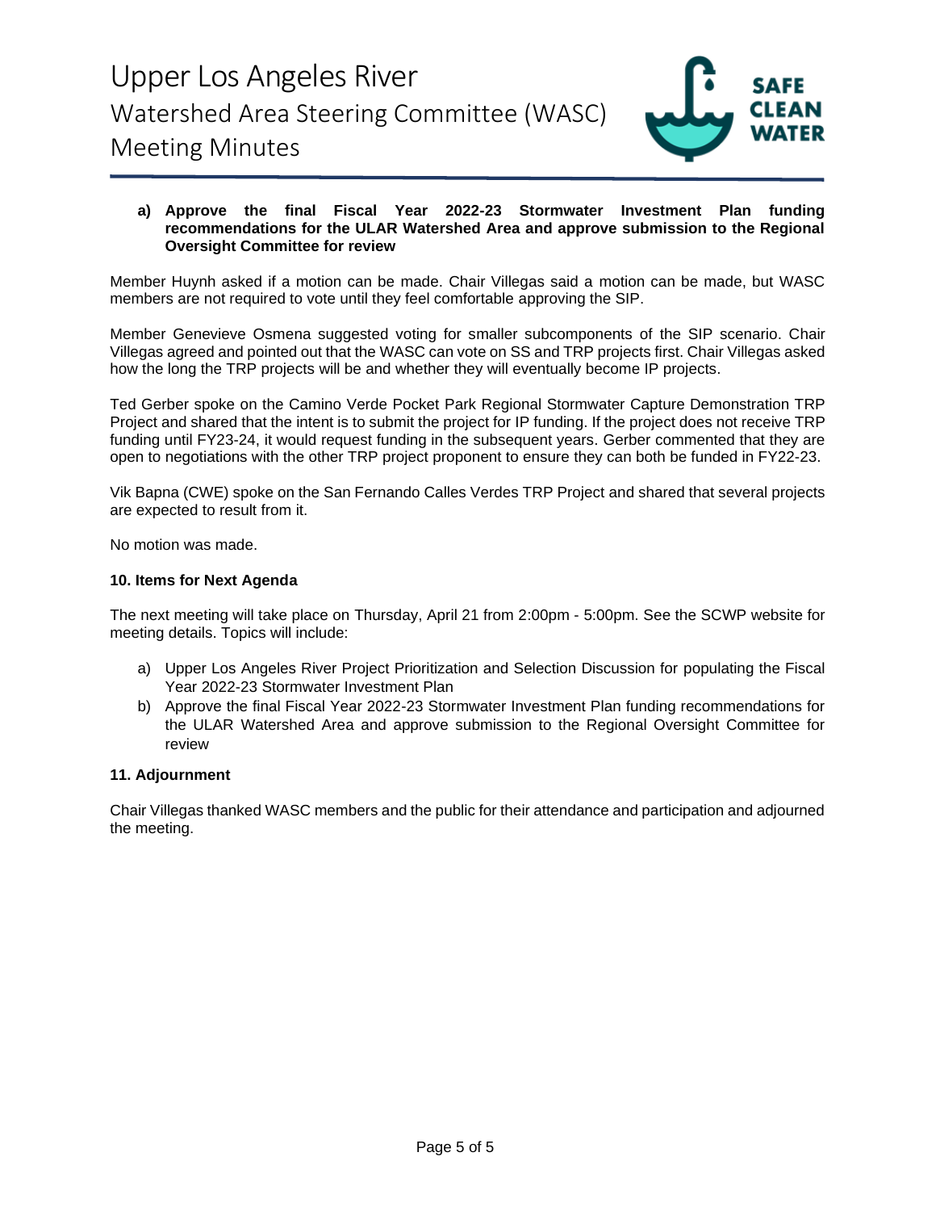**a) Approve the final Fiscal Year 2022-23 Stormwater Investment Plan funding recommendations for the ULAR Watershed Area and approve submission to the Regional Oversight Committee for review**

Member Huynh asked if a motion can be made. Chair Villegas said a motion can be made, but WASC members are not required to vote until they feel comfortable approving the SIP.

Member Genevieve Osmena suggested voting for smaller subcomponents of the SIP scenario. Chair Villegas agreed and pointed out that the WASC can vote on SS and TRP projects first. Chair Villegas asked how the long the TRP projects will be and whether they will eventually become IP projects.

Ted Gerber spoke on the Camino Verde Pocket Park Regional Stormwater Capture Demonstration TRP Project and shared that the intent is to submit the project for IP funding. If the project does not receive TRP funding until FY23-24, it would request funding in the subsequent years. Gerber commented that they are open to negotiations with the other TRP project proponent to ensure they can both be funded in FY22-23.

Vik Bapna (CWE) spoke on the San Fernando Calles Verdes TRP Project and shared that several projects are expected to result from it.

No motion was made.

**10. Items for Next Agenda**

The next meeting will take place on Thursday, April 21 from 2:00pm - 5:00pm. See the SCWP website for meeting details. Topics will include:

a) Upper Los Angeles River Project Prioritization and Selection Discussion for populating the Fiscal Year 2022-23 Stormwater Investment Plan
b) Approve the final Fiscal Year 2022-23 Stormwater Investment Plan funding recommendations for the ULAR Watershed Area and approve submission to the Regional Oversight Committee for review

**11. Adjournment**

Chair Villegas thanked WASC members and the public for their attendance and participation and adjourned the meeting.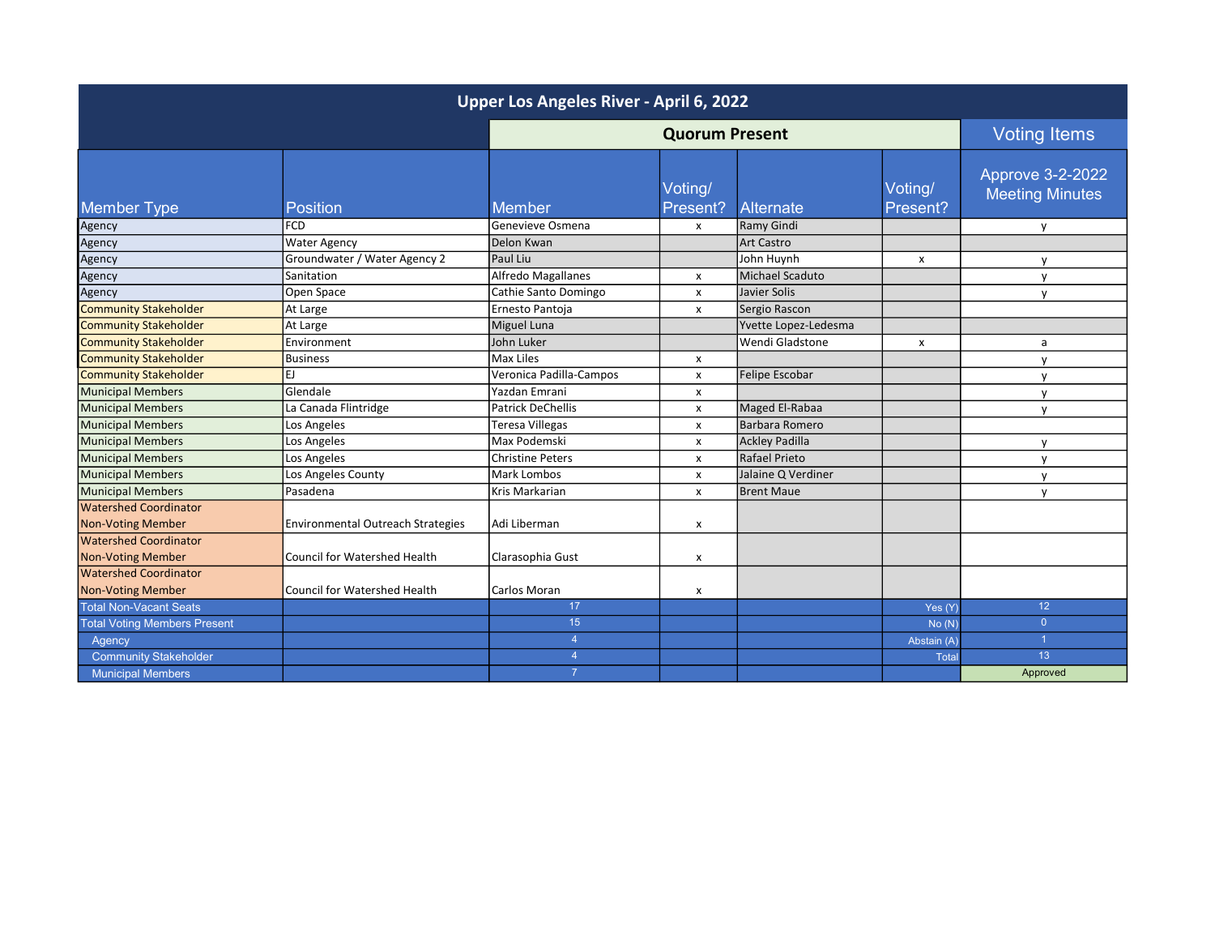| Upper Los Angeles River - April 6, 2022 | | | | | | |
|---|---|---|---|---|---|---|
| | | Quorum Present | | | | Voting Items |
| Member Type | Position | Member | Voting/ Present? | Alternate | Voting/ Present? | Approve 3-2-2022 Meeting Minutes |
| Agency | FCD | Genevieve Osmena | x | Ramy Gindi | | y |
| Agency | Water Agency | Delon Kwan | | Art Castro | | |
| Agency | Groundwater / Water Agency 2 | Paul Liu | | John Huynh | x | y |
| Agency | Sanitation | Alfredo Magallanes | x | Michael Scaduto | | y |
| Agency | Open Space | Cathie Santo Domingo | x | Javier Solis | | y |
| Community Stakeholder | At Large | Ernesto Pantoja | x | Sergio Rascon | | |
| Community Stakeholder | At Large | Miguel Luna | | Yvette Lopez-Ledesma | | |
| Community Stakeholder | Environment | John Luker | | Wendi Gladstone | x | a |
| Community Stakeholder | Business | Max Liles | x | | | y |
| Community Stakeholder | EJ | Veronica Padilla-Campos | x | Felipe Escobar | | y |
| Municipal Members | Glendale | Yazdan Emrani | x | | | y |
| Municipal Members | La Canada Flintridge | Patrick DeChellis | x | Maged El-Rabaa | | y |
| Municipal Members | Los Angeles | Teresa Villegas | x | Barbara Romero | | |
| Municipal Members | Los Angeles | Max Podemski | x | Ackley Padilla | | y |
| Municipal Members | Los Angeles | Christine Peters | x | Rafael Prieto | | y |
| Municipal Members | Los Angeles County | Mark Lombos | x | Jalaine Q Verdiner | | y |
| Municipal Members | Pasadena | Kris Markarian | x | Brent Maue | | y |
| Watershed Coordinator Non-Voting Member | Environmental Outreach Strategies | Adi Liberman | x | | | |
| Watershed Coordinator Non-Voting Member | Council for Watershed Health | Clarasophia Gust | x | | | |
| Watershed Coordinator Non-Voting Member | Council for Watershed Health | Carlos Moran | x | | | |
| Total Non-Vacant Seats | | 17 | | | Yes (Y) | 12 |
| Total Voting Members Present | | 15 | | | No (N) | 0 |
| Agency | | 4 | | | Abstain (A) | 1 |
| Community Stakeholder | | 4 | | | Total | 13 |
| Municipal Members | | 7 | | | | Approved |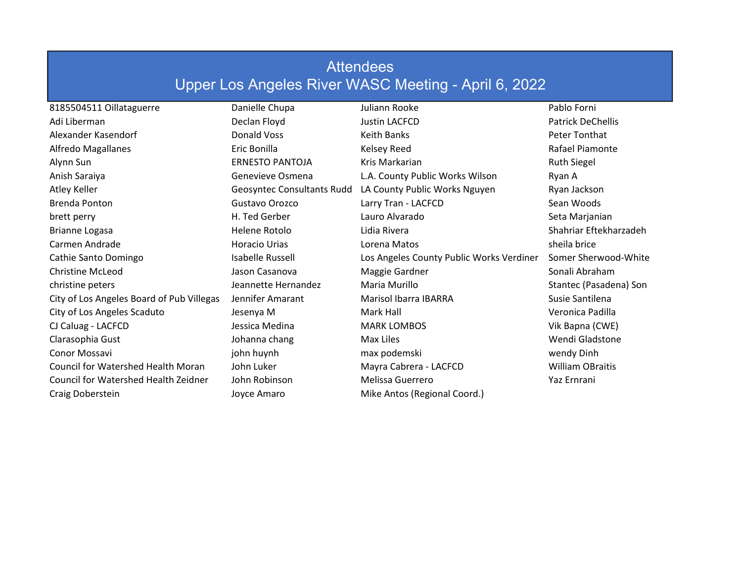# Attendees
## Upper Los Angeles River WASC Meeting - April 6, 2022

| | | | |
|---|---|---|---|
| 8185504511 Oillataguerre | Danielle Chupa | Juliann Rooke | Pablo Forni |
| Adi Liberman | Declan Floyd | Justin LACFCD | Patrick DeChellis |
| Alexander Kasendorf | Donald Voss | Keith Banks | Peter Tonthat |
| Alfredo Magallanes | Eric Bonilla | Kelsey Reed | Rafael Piamonte |
| Alynn Sun | ERNESTO PANTOJA | Kris Markarian | Ruth Siegel |
| Anish Saraiya | Genevieve Osmena | L.A. County Public Works Wilson | Ryan A |
| Atley Keller | Geosyntec Consultants Rudd | LA County Public Works Nguyen | Ryan Jackson |
| Brenda Ponton | Gustavo Orozco | Larry Tran - LACFCD | Sean Woods |
| brett perry | H. Ted Gerber | Lauro Alvarado | Seta Marjanian |
| Brianne Logasa | Helene Rotolo | Lidia Rivera | Shahriar Eftekharzadeh |
| Carmen Andrade | Horacio Urias | Lorena Matos | sheila brice |
| Cathie Santo Domingo | Isabelle Russell | Los Angeles County Public Works Verdiner | Somer Sherwood-White |
| Christine McLeod | Jason Casanova | Maggie Gardner | Sonali Abraham |
| christine peters | Jeannette Hernandez | Maria Murillo | Stantec (Pasadena) Son |
| City of Los Angeles Board of Pub Villegas | Jennifer Amarant | Marisol Ibarra IBARRA | Susie Santilena |
| City of Los Angeles Scaduto | Jesenya M | Mark Hall | Veronica Padilla |
| CJ Caluag - LACFCD | Jessica Medina | MARK LOMBOS | Vik Bapna (CWE) |
| Clarasophia Gust | Johanna chang | Max Liles | Wendi Gladstone |
| Conor Mossavi | john huynh | max podemski | wendy Dinh |
| Council for Watershed Health Moran | John Luker | Mayra Cabrera - LACFCD | William OBraitis |
| Council for Watershed Health Zeidner | John Robinson | Melissa Guerrero | Yaz Ernrani |
| Craig Doberstein | Joyce Amaro | Mike Antos (Regional Coord.) | |